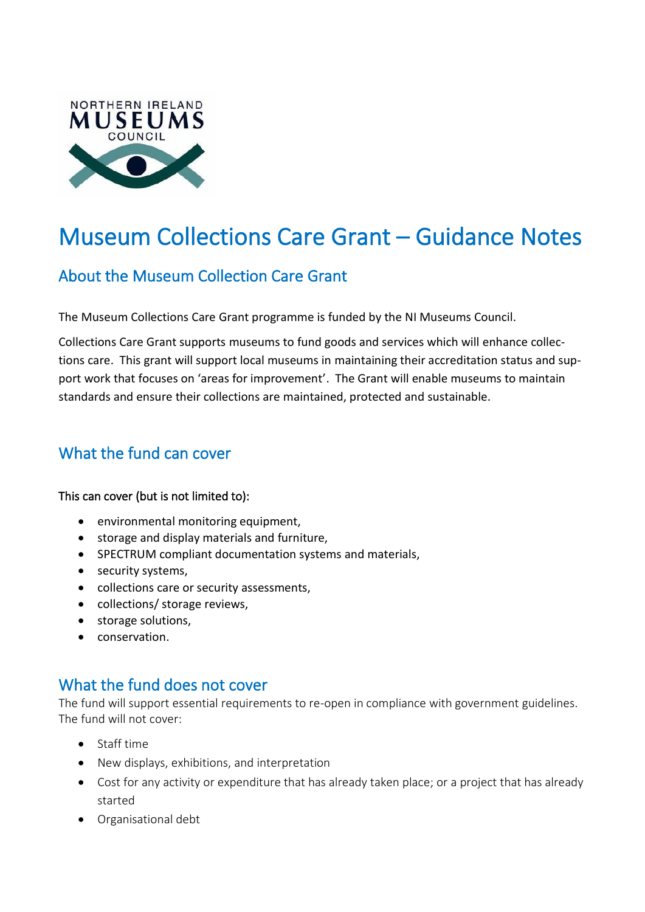# Museum Collections Care Grant – Guidance Notes

## About the Museum Collection Care Grant

The Museum Collections Care Grant programme is funded by the NI Museums Council.

Collections Care Grant supports museums to fund goods and services which will enhance collections care. This grant will support local museums in maintaining their accreditation status and support work that focuses on 'areas for improvement'. The Grant will enable museums to maintain standards and ensure their collections are maintained, protected and sustainable.

## What the fund can cover

This can cover (but is not limited to):

- environmental monitoring equipment,
- storage and display materials and furniture,
- SPECTRUM compliant documentation systems and materials,
- security systems,
- collections care or security assessments,
- collections/ storage reviews,
- storage solutions,
- conservation.

## What the fund does not cover

The fund will support essential requirements to re-open in compliance with government guidelines. The fund will not cover:

- Staff time
- New displays, exhibitions, and interpretation
- Cost for any activity or expenditure that has already taken place; or a project that has already started
- Organisational debt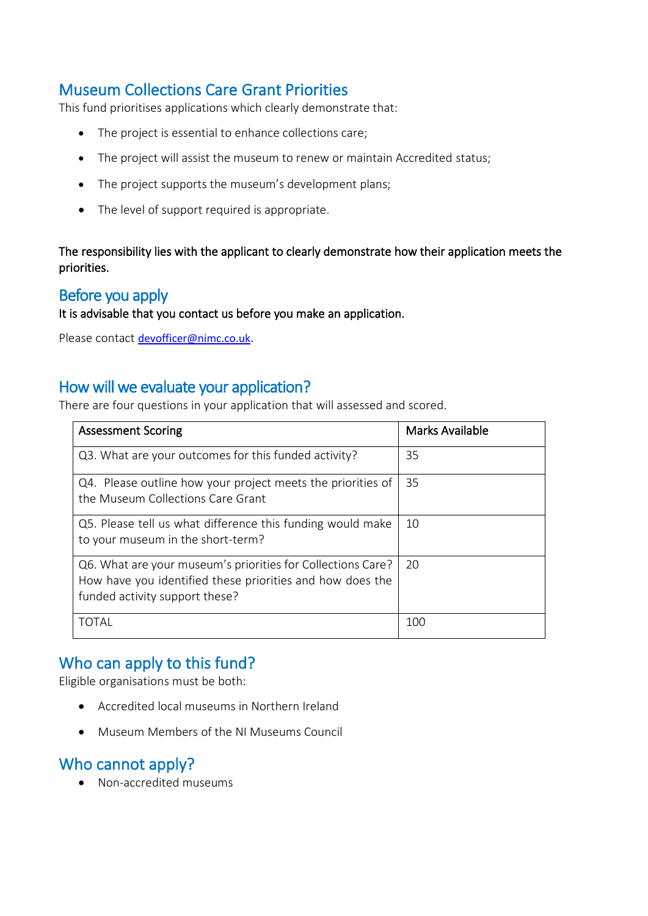## Museum Collections Care Grant Priorities

This fund prioritises applications which clearly demonstrate that:

- The project is essential to enhance collections care;
- The project will assist the museum to renew or maintain Accredited status;
- The project supports the museum's development plans;
- The level of support required is appropriate.

**The responsibility lies with the applicant to clearly demonstrate how their application meets the priorities.**

## Before you apply

**It is advisable that you contact us before you make an application.**

Please contact [devofficer@nimc.co.uk](mailto:devofficer@nimc.co.uk).

## How will we evaluate your application?

There are four questions in your application that will assessed and scored.

| Assessment Scoring | Marks Available |
| --- | --- |
| Q3. What are your outcomes for this funded activity? | 35 |
| Q4. Please outline how your project meets the priorities of the Museum Collections Care Grant | 35 |
| Q5. Please tell us what difference this funding would make to your museum in the short-term? | 10 |
| Q6. What are your museum's priorities for Collections Care? How have you identified these priorities and how does the funded activity support these? | 20 |
| TOTAL | 100 |

## Who can apply to this fund?

Eligible organisations must be both:

- Accredited local museums in Northern Ireland
- Museum Members of the NI Museums Council

## Who cannot apply?

- Non-accredited museums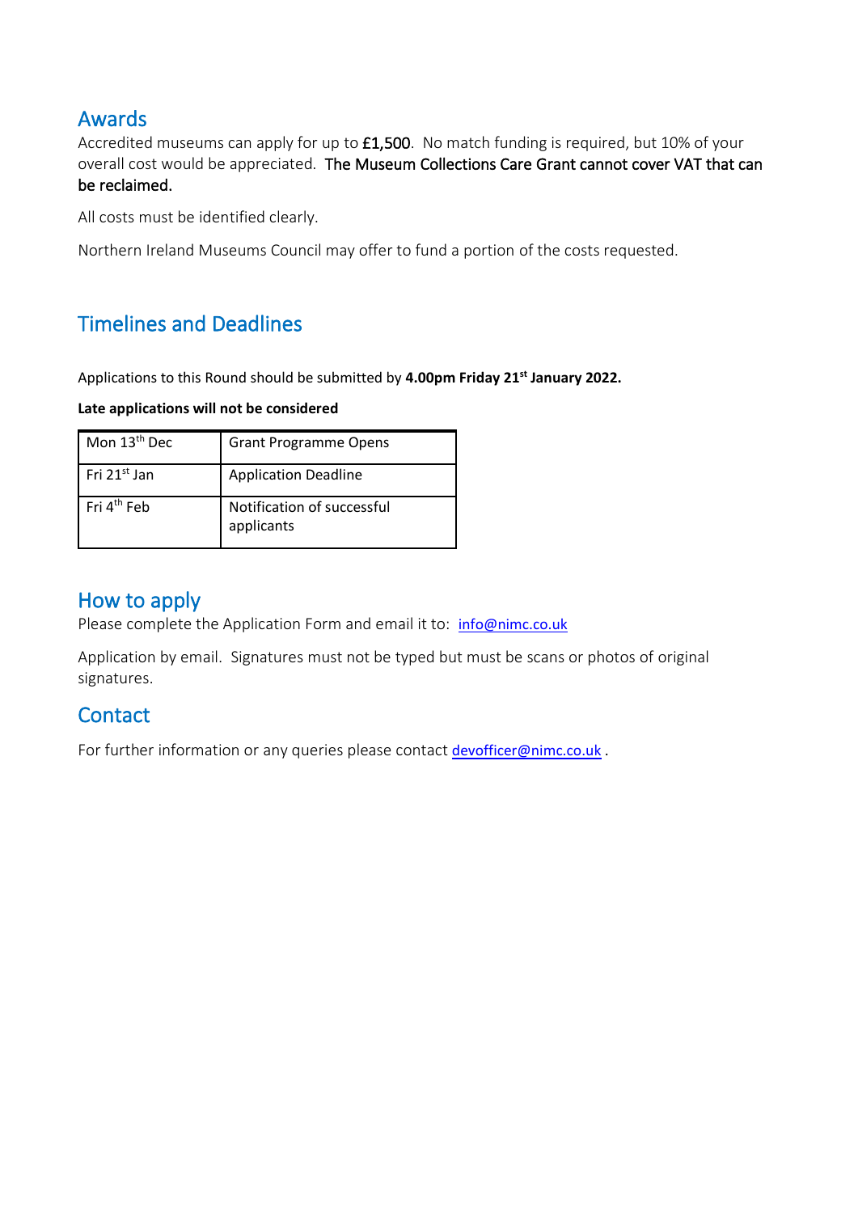## Awards

Accredited museums can apply for up to £1,500. No match funding is required, but 10% of your overall cost would be appreciated. The Museum Collections Care Grant cannot cover VAT that can be reclaimed.

All costs must be identified clearly.

Northern Ireland Museums Council may offer to fund a portion of the costs requested.

## Timelines and Deadlines

Applications to this Round should be submitted by **4.00pm Friday 21st January 2022.**

**Late applications will not be considered**

| | |
|---|---|
| Mon 13th Dec | Grant Programme Opens |
| Fri 21st Jan | Application Deadline |
| Fri 4th Feb | Notification of successful applicants |

## How to apply

Please complete the Application Form and email it to: info@nimc.co.uk

Application by email. Signatures must not be typed but must be scans or photos of original signatures.

## Contact

For further information or any queries please contact devofficer@nimc.co.uk .